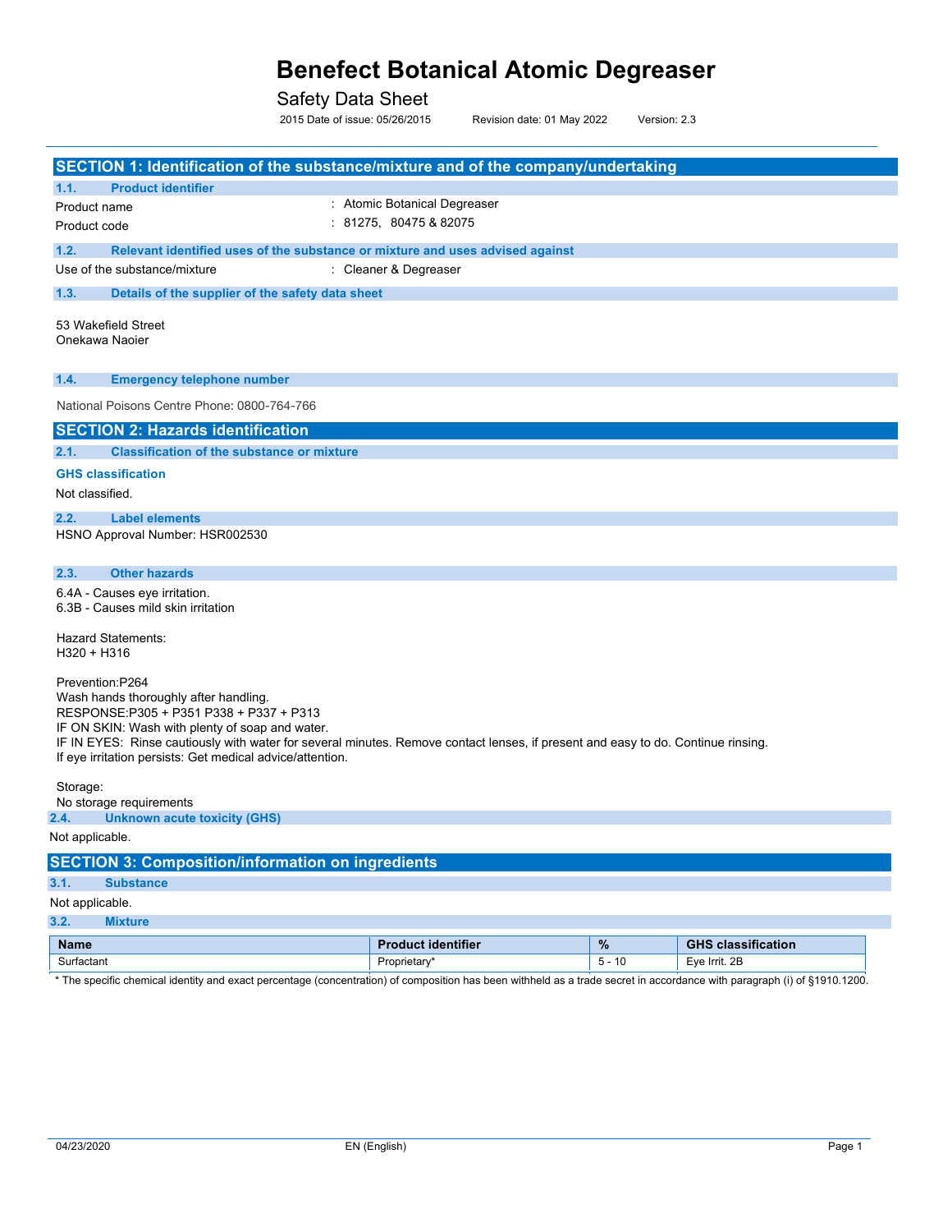# Benefect Botanical Atomic Degreaser

Safety Data Sheet

2015 Date of issue: 05/26/2015 Revision date: 01 May 2022 Version: 2.3

## SECTION 1: Identification of the substance/mixture and of the company/undertaking

### 1.1. Product identifier

Product name : Atomic Botanical Degreaser

Product code : 81275, 80475 & 82075

### 1.2. Relevant identified uses of the substance or mixture and uses advised against

Use of the substance/mixture : Cleaner & Degreaser

### 1.3. Details of the supplier of the safety data sheet

53 Wakefield Street
Onekawa Naoier

### 1.4. Emergency telephone number

National Poisons Centre Phone: 0800-764-766

## SECTION 2: Hazards identification

### 2.1. Classification of the substance or mixture

**GHS classification**

Not classified.

### 2.2. Label elements

HSNO Approval Number: HSR002530

### 2.3. Other hazards

6.4A - Causes eye irritation.
6.3B - Causes mild skin irritation

Hazard Statements:
H320 + H316

Prevention:P264
Wash hands thoroughly after handling.
RESPONSE:P305 + P351 P338 + P337 + P313
IF ON SKIN: Wash with plenty of soap and water.
IF IN EYES: Rinse cautiously with water for several minutes. Remove contact lenses, if present and easy to do. Continue rinsing.
If eye irritation persists: Get medical advice/attention.

Storage:
No storage requirements

### 2.4. Unknown acute toxicity (GHS)

Not applicable.

## SECTION 3: Composition/information on ingredients

### 3.1. Substance

Not applicable.

### 3.2. Mixture

| Name | Product identifier | % | GHS classification |
|---|---|---|---|
| Surfactant | Proprietary* | 5 - 10 | Eye Irrit. 2B |

* The specific chemical identity and exact percentage (concentration) of composition has been withheld as a trade secret in accordance with paragraph (i) of §1910.1200.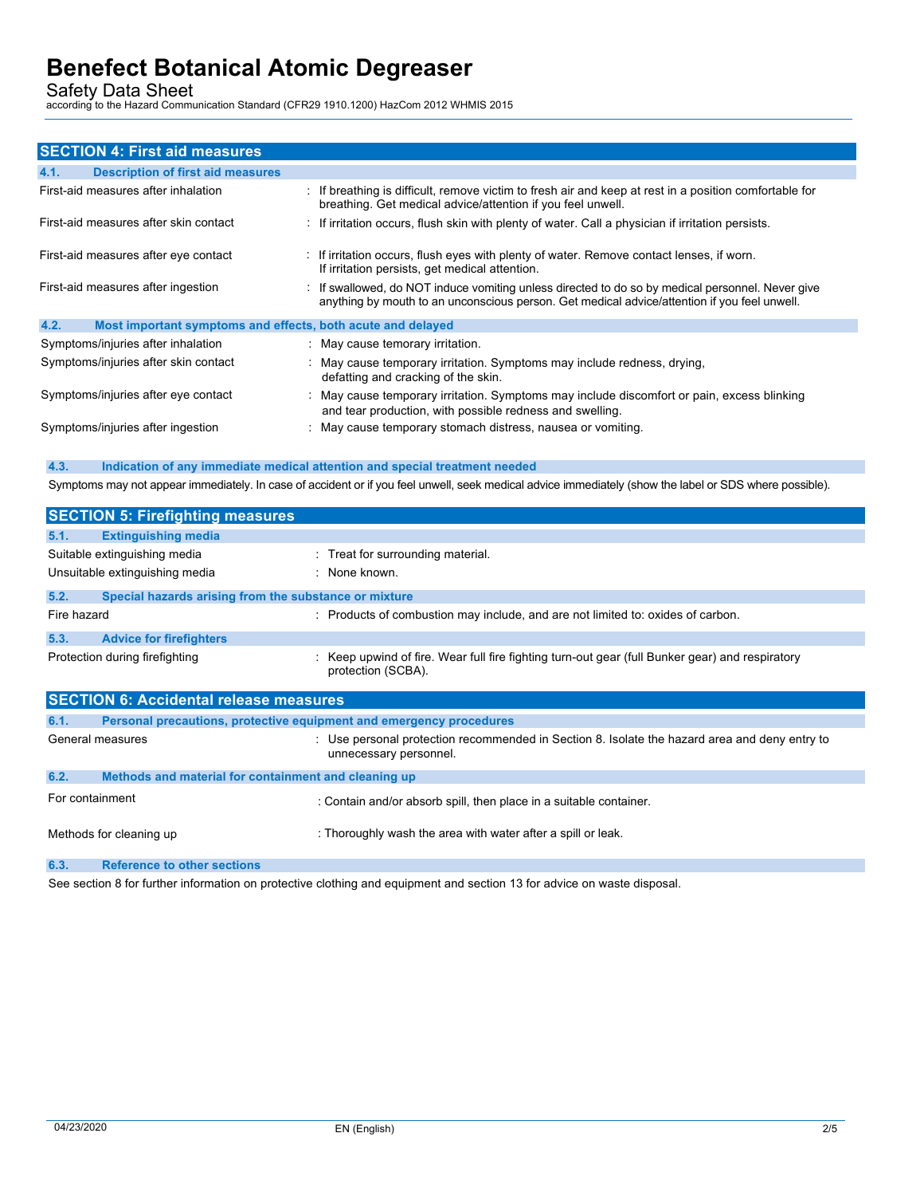## SECTION 4: First aid measures

### 4.1. Description of first aid measures

| | |
|---|---|
| First-aid measures after inhalation | : If breathing is difficult, remove victim to fresh air and keep at rest in a position comfortable for breathing. Get medical advice/attention if you feel unwell. |
| First-aid measures after skin contact | : If irritation occurs, flush skin with plenty of water. Call a physician if irritation persists. |
| First-aid measures after eye contact | : If irritation occurs, flush eyes with plenty of water. Remove contact lenses, if worn. If irritation persists, get medical attention. |
| First-aid measures after ingestion | : If swallowed, do NOT induce vomiting unless directed to do so by medical personnel. Never give anything by mouth to an unconscious person. Get medical advice/attention if you feel unwell. |

### 4.2. Most important symptoms and effects, both acute and delayed

| | |
|---|---|
| Symptoms/injuries after inhalation | : May cause temorary irritation. |
| Symptoms/injuries after skin contact | : May cause temporary irritation. Symptoms may include redness, drying, defatting and cracking of the skin. |
| Symptoms/injuries after eye contact | : May cause temporary irritation. Symptoms may include discomfort or pain, excess blinking and tear production, with possible redness and swelling. |
| Symptoms/injuries after ingestion | : May cause temporary stomach distress, nausea or vomiting. |

### 4.3. Indication of any immediate medical attention and special treatment needed

Symptoms may not appear immediately. In case of accident or if you feel unwell, seek medical advice immediately (show the label or SDS where possible).

## SECTION 5: Firefighting measures

### 5.1. Extinguishing media

| | |
|---|---|
| Suitable extinguishing media | : Treat for surrounding material. |
| Unsuitable extinguishing media | : None known. |

### 5.2. Special hazards arising from the substance or mixture

| | |
|---|---|
| Fire hazard | : Products of combustion may include, and are not limited to: oxides of carbon. |

### 5.3. Advice for firefighters

| | |
|---|---|
| Protection during firefighting | : Keep upwind of fire. Wear full fire fighting turn-out gear (full Bunker gear) and respiratory protection (SCBA). |

## SECTION 6: Accidental release measures

### 6.1. Personal precautions, protective equipment and emergency procedures

| | |
|---|---|
| General measures | : Use personal protection recommended in Section 8. Isolate the hazard area and deny entry to unnecessary personnel. |

### 6.2. Methods and material for containment and cleaning up

| | |
|---|---|
| For containment | : Contain and/or absorb spill, then place in a suitable container. |
| Methods for cleaning up | : Thoroughly wash the area with water after a spill or leak. |

### 6.3. Reference to other sections

See section 8 for further information on protective clothing and equipment and section 13 for advice on waste disposal.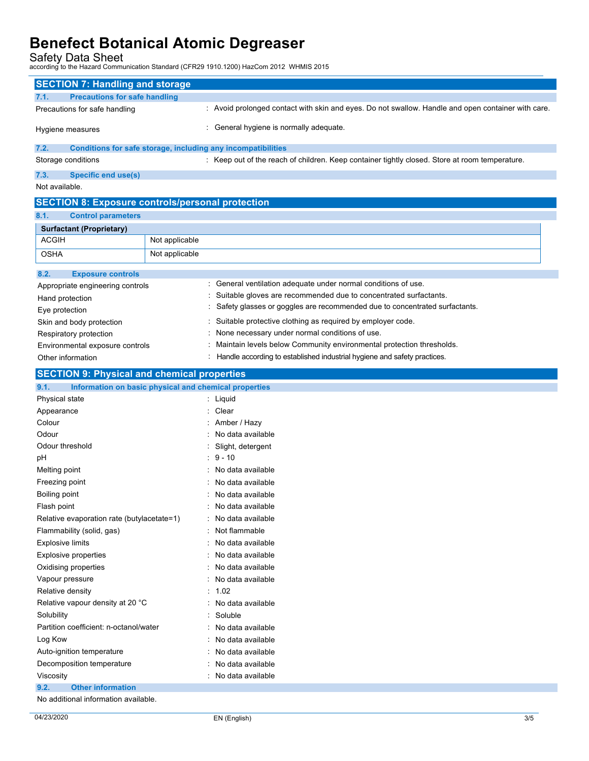## SECTION 7: Handling and storage

### 7.1. Precautions for safe handling

Precautions for safe handling : Avoid prolonged contact with skin and eyes. Do not swallow. Handle and open container with care.

Hygiene measures : General hygiene is normally adequate.

### 7.2. Conditions for safe storage, including any incompatibilities

Storage conditions : Keep out of the reach of children. Keep container tightly closed. Store at room temperature.

### 7.3. Specific end use(s)

Not available.

## SECTION 8: Exposure controls/personal protection

### 8.1. Control parameters

| Surfactant (Proprietary) | |
|---|---|
| ACGIH | Not applicable |
| OSHA | Not applicable |

### 8.2. Exposure controls

Appropriate engineering controls : General ventilation adequate under normal conditions of use.

Hand protection : Suitable gloves are recommended due to concentrated surfactants.

Eye protection : Safety glasses or goggles are recommended due to concentrated surfactants.

Skin and body protection : Suitable protective clothing as required by employer code.

Respiratory protection : None necessary under normal conditions of use.

Environmental exposure controls : Maintain levels below Community environmental protection thresholds.

Other information : Handle according to established industrial hygiene and safety practices.

## SECTION 9: Physical and chemical properties

### 9.1. Information on basic physical and chemical properties

Physical state : Liquid

Appearance : Clear

Colour : Amber / Hazy

Odour : No data available

Odour threshold : Slight, detergent

pH : 9 - 10

Melting point : No data available

Freezing point : No data available

Boiling point : No data available

Flash point : No data available

Relative evaporation rate (butylacetate=1) : No data available

Flammability (solid, gas) : Not flammable

Explosive limits : No data available

Explosive properties : No data available

Oxidising properties : No data available

Vapour pressure : No data available

Relative density : 1.02

Relative vapour density at 20 °C : No data available

Solubility : Soluble

Partition coefficient: n-octanol/water : No data available

Log Kow : No data available

Auto-ignition temperature : No data available

Decomposition temperature : No data available

Viscosity : No data available

### 9.2. Other information

No additional information available.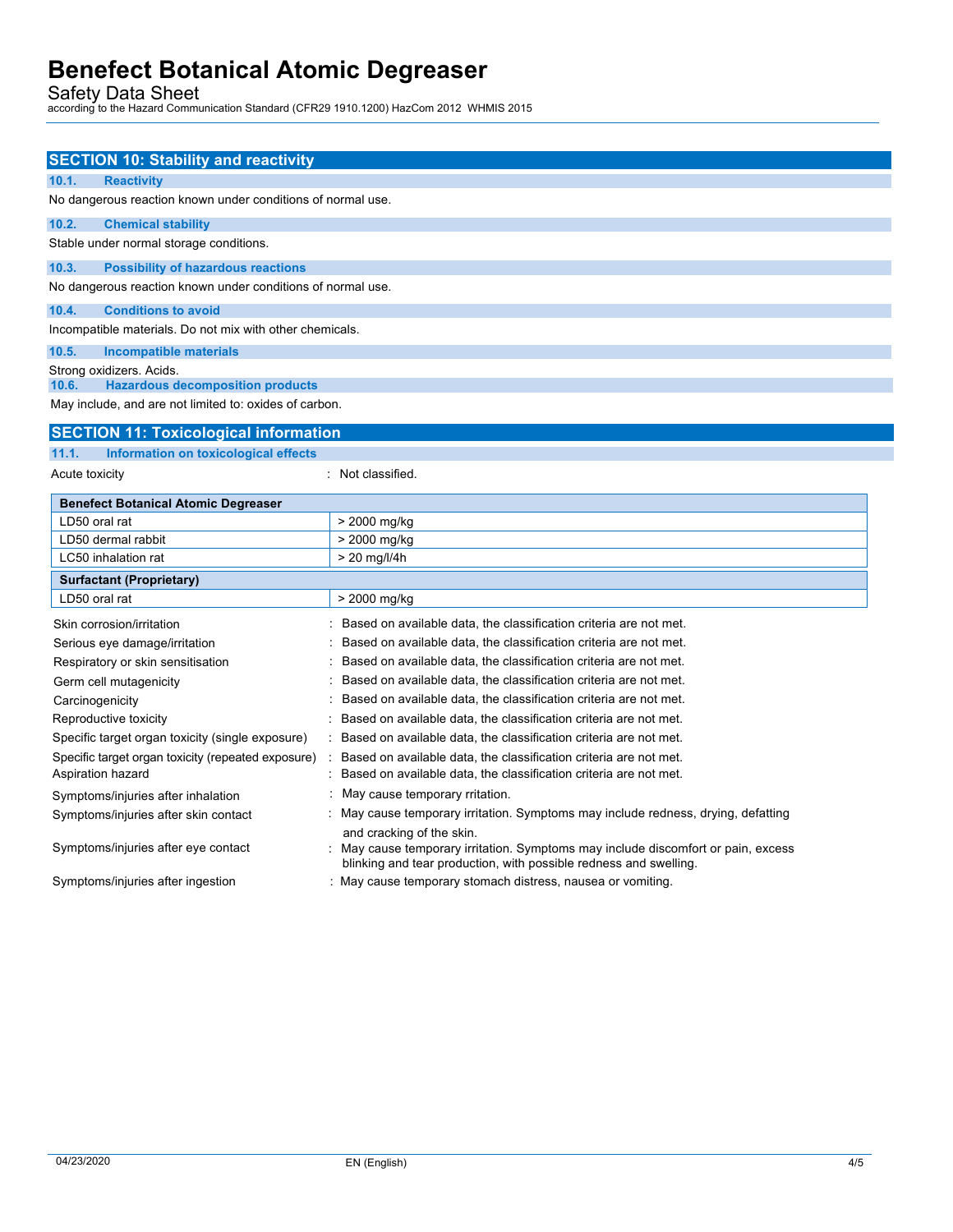## SECTION 10: Stability and reactivity

### 10.1. Reactivity

No dangerous reaction known under conditions of normal use.

### 10.2. Chemical stability

Stable under normal storage conditions.

### 10.3. Possibility of hazardous reactions

No dangerous reaction known under conditions of normal use.

### 10.4. Conditions to avoid

Incompatible materials. Do not mix with other chemicals.

### 10.5. Incompatible materials

Strong oxidizers. Acids.

### 10.6. Hazardous decomposition products

May include, and are not limited to: oxides of carbon.

## SECTION 11: Toxicological information

### 11.1. Information on toxicological effects

Acute toxicity : Not classified.

| Benefect Botanical Atomic Degreaser | |
|---|---|
| LD50 oral rat | > 2000 mg/kg |
| LD50 dermal rabbit | > 2000 mg/kg |
| LC50 inhalation rat | > 20 mg/l/4h |
| **Surfactant (Proprietary)** | |
| LD50 oral rat | > 2000 mg/kg |

Skin corrosion/irritation : Based on available data, the classification criteria are not met.

Serious eye damage/irritation : Based on available data, the classification criteria are not met.

Respiratory or skin sensitisation : Based on available data, the classification criteria are not met.

Germ cell mutagenicity : Based on available data, the classification criteria are not met.

Carcinogenicity : Based on available data, the classification criteria are not met.

Reproductive toxicity : Based on available data, the classification criteria are not met.

Specific target organ toxicity (single exposure) : Based on available data, the classification criteria are not met.

Specific target organ toxicity (repeated exposure) : Based on available data, the classification criteria are not met.

Aspiration hazard : Based on available data, the classification criteria are not met.

Symptoms/injuries after inhalation : May cause temporary rritation.

Symptoms/injuries after skin contact : May cause temporary irritation. Symptoms may include redness, drying, defatting and cracking of the skin.

Symptoms/injuries after eye contact : May cause temporary irritation. Symptoms may include discomfort or pain, excess blinking and tear production, with possible redness and swelling.

Symptoms/injuries after ingestion : May cause temporary stomach distress, nausea or vomiting.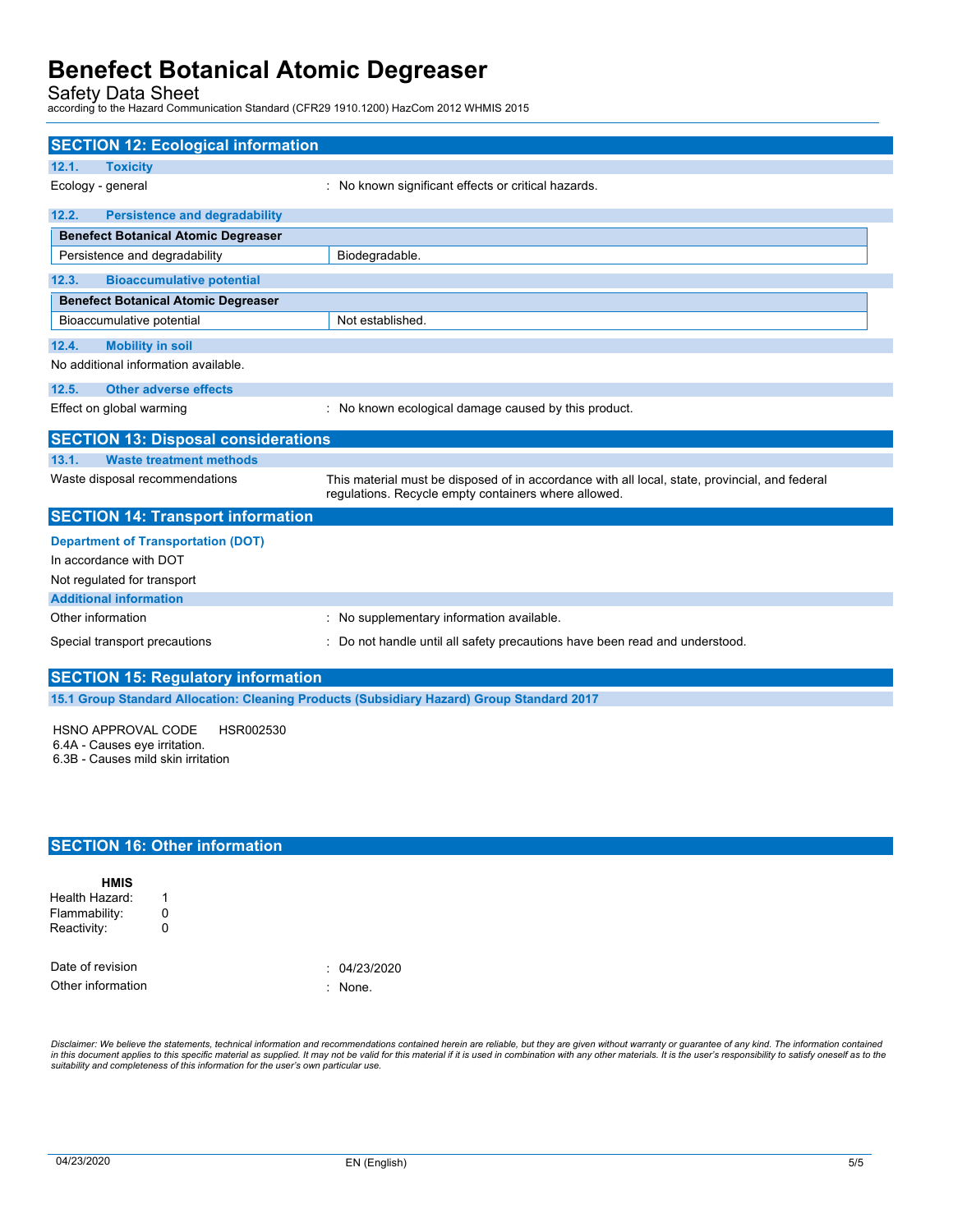## SECTION 12: Ecological information

### 12.1. Toxicity

Ecology - general : No known significant effects or critical hazards.

### 12.2. Persistence and degradability

| Benefect Botanical Atomic Degreaser | |
|---|---|
| Persistence and degradability | Biodegradable. |

### 12.3. Bioaccumulative potential

| Benefect Botanical Atomic Degreaser | |
|---|---|
| Bioaccumulative potential | Not established. |

### 12.4. Mobility in soil

No additional information available.

### 12.5. Other adverse effects

Effect on global warming : No known ecological damage caused by this product.

## SECTION 13: Disposal considerations

### 13.1. Waste treatment methods

Waste disposal recommendations : This material must be disposed of in accordance with all local, state, provincial, and federal regulations. Recycle empty containers where allowed.

## SECTION 14: Transport information

**Department of Transportation (DOT)**

In accordance with DOT

Not regulated for transport

**Additional information**

Other information : No supplementary information available.

Special transport precautions : Do not handle until all safety precautions have been read and understood.

## SECTION 15: Regulatory information

**15.1 Group Standard Allocation: Cleaning Products (Subsidiary Hazard) Group Standard 2017**

HSNO APPROVAL CODE HSR002530

6.4A - Causes eye irritation.

6.3B - Causes mild skin irritation

## SECTION 16: Other information

**HMIS**

| | |
|---|---|
| Health Hazard: | 1 |
| Flammability: | 0 |
| Reactivity: | 0 |

Date of revision : 04/23/2020

Other information : None.

*Disclaimer: We believe the statements, technical information and recommendations contained herein are reliable, but they are given without warranty or guarantee of any kind. The information contained in this document applies to this specific material as supplied. It may not be valid for this material if it is used in combination with any other materials. It is the user's responsibility to satisfy oneself as to the suitability and completeness of this information for the user's own particular use.*